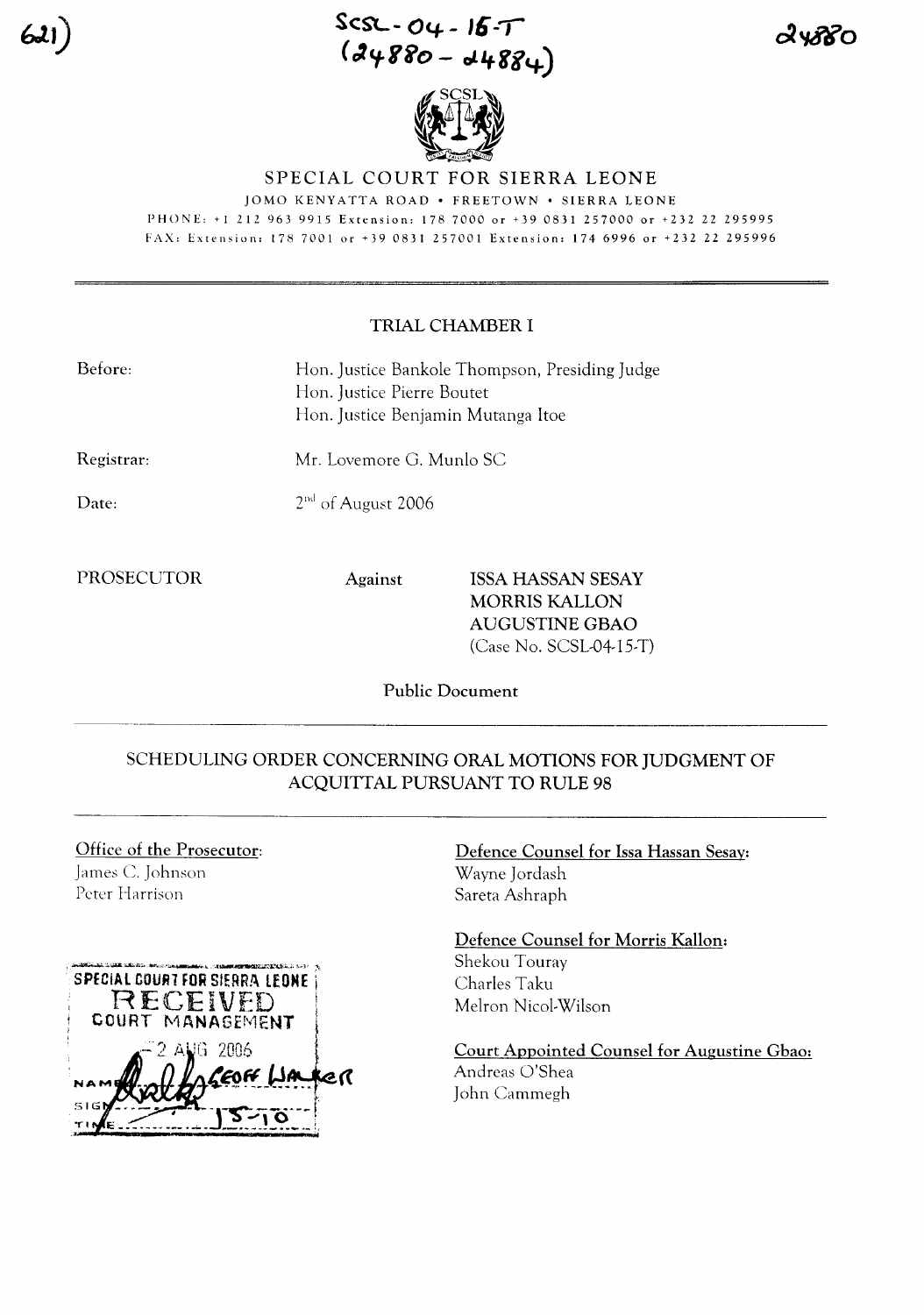621)

SCSL-04-15-T
(24880 – 24884)

24880

SPECIAL COURT FOR SIERRA LEONE

JOMO KENYATTA ROAD • FREETOWN • SIERRA LEONE

PHONE: +1 212 963 9915 Extension: 178 7000 or +39 0831 257000 or +232 22 295995

FAX: Extension: 178 7001 or +39 0831 257001 Extension: 174 6996 or +232 22 295996

## TRIAL CHAMBER I

Before: Hon. Justice Bankole Thompson, Presiding Judge
Hon. Justice Pierre Boutet
Hon. Justice Benjamin Mutanga Itoe

Registrar: Mr. Lovemore G. Munlo SC

Date: 2nd of August 2006

PROSECUTOR Against ISSA HASSAN SESAY
MORRIS KALLON
AUGUSTINE GBAO
(Case No. SCSL-04-15-T)

Public Document

## SCHEDULING ORDER CONCERNING ORAL MOTIONS FOR JUDGMENT OF ACQUITTAL PURSUANT TO RULE 98

**Office of the Prosecutor:**
James C. Johnson
Peter Harrison

**Defence Counsel for Issa Hassan Sesay:**
Wayne Jordash
Sareta Ashraph

**Defence Counsel for Morris Kallon:**
Shekou Touray
Charles Taku
Melron Nicol-Wilson

**Court Appointed Counsel for Augustine Gbao:**
Andreas O'Shea
John Cammegh

SPECIAL COURT FOR SIERRA LEONE
RECEIVED
COURT MANAGEMENT
2 AUG 2006
NAME GEOFF WALKER
SIGN
TIME 15-10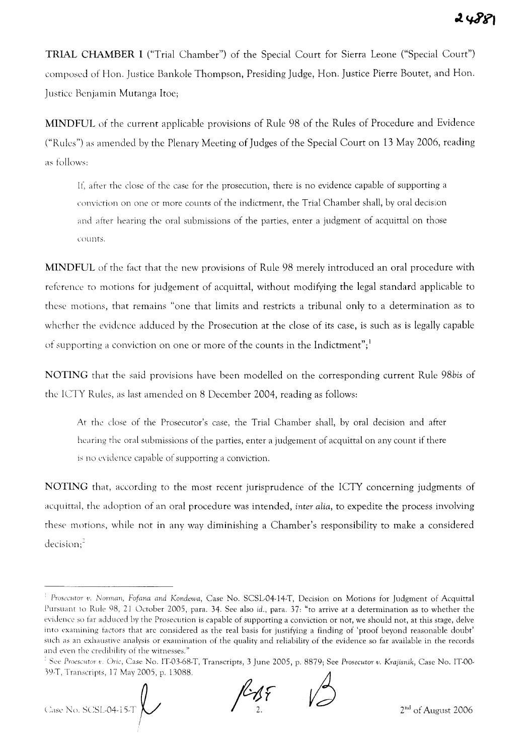**TRIAL CHAMBER I** ("Trial Chamber") of the Special Court for Sierra Leone ("Special Court") composed of Hon. Justice Bankole Thompson, Presiding Judge, Hon. Justice Pierre Boutet, and Hon. Justice Benjamin Mutanga Itoe;

**MINDFUL** of the current applicable provisions of Rule 98 of the Rules of Procedure and Evidence ("Rules") as amended by the Plenary Meeting of Judges of the Special Court on 13 May 2006, reading as follows:

> If, after the close of the case for the prosecution, there is no evidence capable of supporting a conviction on one or more counts of the indictment, the Trial Chamber shall, by oral decision and after hearing the oral submissions of the parties, enter a judgment of acquittal on those counts.

**MINDFUL** of the fact that the new provisions of Rule 98 merely introduced an oral procedure with reference to motions for judgement of acquittal, without modifying the legal standard applicable to these motions, that remains "one that limits and restricts a tribunal only to a determination as to whether the evidence adduced by the Prosecution at the close of its case, is such as is legally capable of supporting a conviction on one or more of the counts in the Indictment";[1]

**NOTING** that the said provisions have been modelled on the corresponding current Rule 98*bis* of the ICTY Rules, as last amended on 8 December 2004, reading as follows:

> At the close of the Prosecutor's case, the Trial Chamber shall, by oral decision and after hearing the oral submissions of the parties, enter a judgement of acquittal on any count if there is no evidence capable of supporting a conviction.

**NOTING** that, according to the most recent jurisprudence of the ICTY concerning judgments of acquittal, the adoption of an oral procedure was intended, *inter alia*, to expedite the process involving these motions, while not in any way diminishing a Chamber's responsibility to make a considered decision;[2]

---

[1] *Prosecutor v. Norman, Fofana and Kondewa*, Case No. SCSL-04-14-T, Decision on Motions for Judgment of Acquittal Pursuant to Rule 98, 21 October 2005, para. 34. See also *id.*, para. 37: "to arrive at a determination as to whether the evidence so far adduced by the Prosecution is capable of supporting a conviction or not, we should not, at this stage, delve into examining factors that are considered as the real basis for justifying a finding of 'proof beyond reasonable doubt' such as an exhaustive analysis or examination of the quality and reliability of the evidence so far available in the records and even the credibility of the witnesses."

[2] See *Proescutor v. Oric*, Case No. IT-03-68-T, Transcripts, 3 June 2005, p. 8879; See *Prosecutor v. Krajisnik*, Case No. IT-00-39-T, Transcripts, 17 May 2005, p. 13088.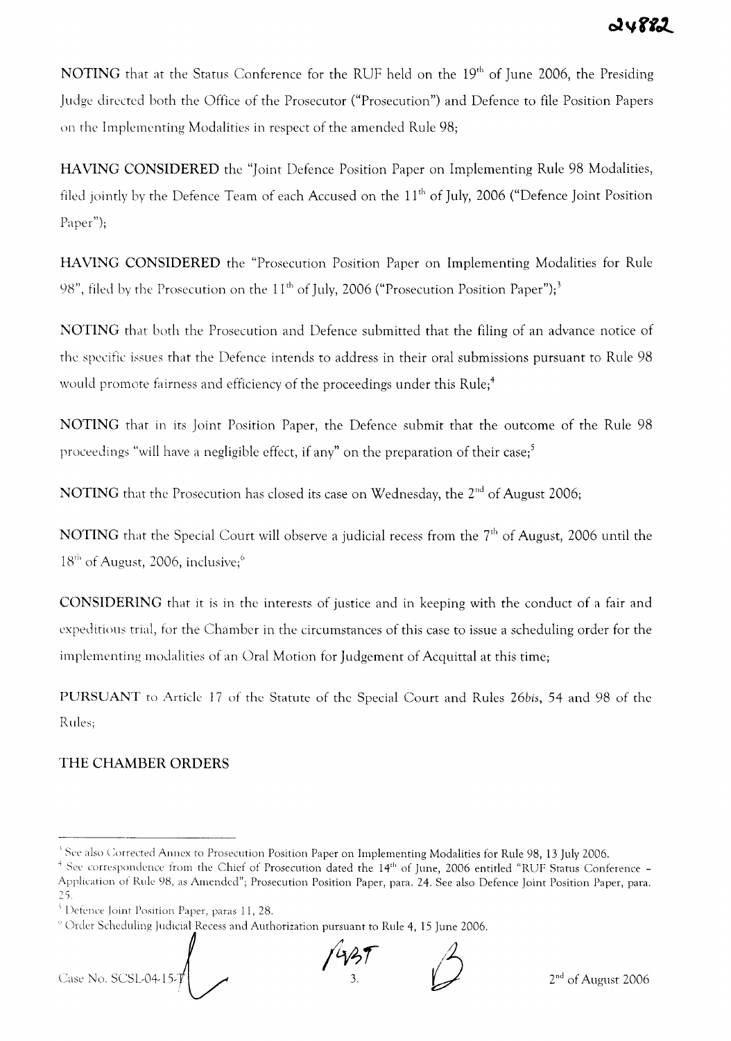**NOTING** that at the Status Conference for the RUF held on the 19th of June 2006, the Presiding Judge directed both the Office of the Prosecutor ("Prosecution") and Defence to file Position Papers on the Implementing Modalities in respect of the amended Rule 98;

**HAVING CONSIDERED** the "Joint Defence Position Paper on Implementing Rule 98 Modalities, filed jointly by the Defence Team of each Accused on the 11th of July, 2006 ("Defence Joint Position Paper");

**HAVING CONSIDERED** the "Prosecution Position Paper on Implementing Modalities for Rule 98", filed by the Prosecution on the 11th of July, 2006 ("Prosecution Position Paper");[3]

**NOTING** that both the Prosecution and Defence submitted that the filing of an advance notice of the specific issues that the Defence intends to address in their oral submissions pursuant to Rule 98 would promote fairness and efficiency of the proceedings under this Rule;[4]

**NOTING** that in its Joint Position Paper, the Defence submit that the outcome of the Rule 98 proceedings "will have a negligible effect, if any" on the preparation of their case;[5]

**NOTING** that the Prosecution has closed its case on Wednesday, the 2nd of August 2006;

**NOTING** that the Special Court will observe a judicial recess from the 7th of August, 2006 until the 18th of August, 2006, inclusive;[6]

**CONSIDERING** that it is in the interests of justice and in keeping with the conduct of a fair and expeditious trial, for the Chamber in the circumstances of this case to issue a scheduling order for the implementing modalities of an Oral Motion for Judgement of Acquittal at this time;

**PURSUANT** to Article 17 of the Statute of the Special Court and Rules 26*bis*, 54 and 98 of the Rules;

**THE CHAMBER ORDERS**

---

[3] See also Corrected Annex to Prosecution Position Paper on Implementing Modalities for Rule 98, 13 July 2006.

[4] See correspondence from the Chief of Prosecution dated the 14th of June, 2006 entitled "RUF Status Conference – Application of Rule 98, as Amended"; Prosecution Position Paper, para. 24. See also Defence Joint Position Paper, para. 25.

[5] Defence Joint Position Paper, paras 11, 28.

[6] Order Scheduling Judicial Recess and Authorization pursuant to Rule 4, 15 June 2006.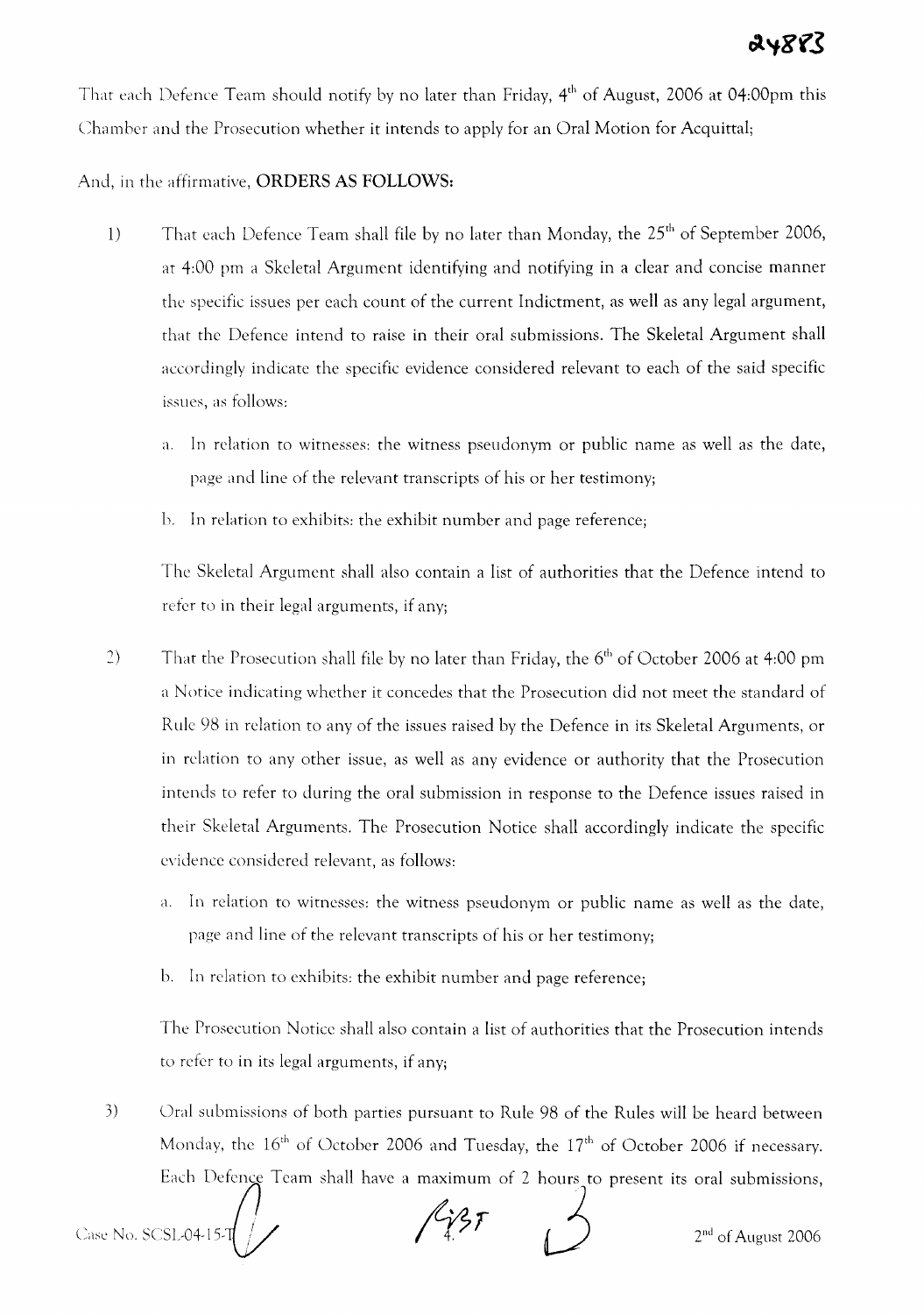That each Defence Team should notify by no later than Friday, 4th of August, 2006 at 04:00pm this Chamber and the Prosecution whether it intends to apply for an Oral Motion for Acquittal;

And, in the affirmative, **ORDERS AS FOLLOWS:**

1) That each Defence Team shall file by no later than Monday, the 25th of September 2006, at 4:00 pm a Skeletal Argument identifying and notifying in a clear and concise manner the specific issues per each count of the current Indictment, as well as any legal argument, that the Defence intend to raise in their oral submissions. The Skeletal Argument shall accordingly indicate the specific evidence considered relevant to each of the said specific issues, as follows:

   a. In relation to witnesses: the witness pseudonym or public name as well as the date, page and line of the relevant transcripts of his or her testimony;

   b. In relation to exhibits: the exhibit number and page reference;

   The Skeletal Argument shall also contain a list of authorities that the Defence intend to refer to in their legal arguments, if any;

2) That the Prosecution shall file by no later than Friday, the 6th of October 2006 at 4:00 pm a Notice indicating whether it concedes that the Prosecution did not meet the standard of Rule 98 in relation to any of the issues raised by the Defence in its Skeletal Arguments, or in relation to any other issue, as well as any evidence or authority that the Prosecution intends to refer to during the oral submission in response to the Defence issues raised in their Skeletal Arguments. The Prosecution Notice shall accordingly indicate the specific evidence considered relevant, as follows:

   a. In relation to witnesses: the witness pseudonym or public name as well as the date, page and line of the relevant transcripts of his or her testimony;

   b. In relation to exhibits: the exhibit number and page reference;

   The Prosecution Notice shall also contain a list of authorities that the Prosecution intends to refer to in its legal arguments, if any;

3) Oral submissions of both parties pursuant to Rule 98 of the Rules will be heard between Monday, the 16th of October 2006 and Tuesday, the 17th of October 2006 if necessary. Each Defence Team shall have a maximum of 2 hours to present its oral submissions,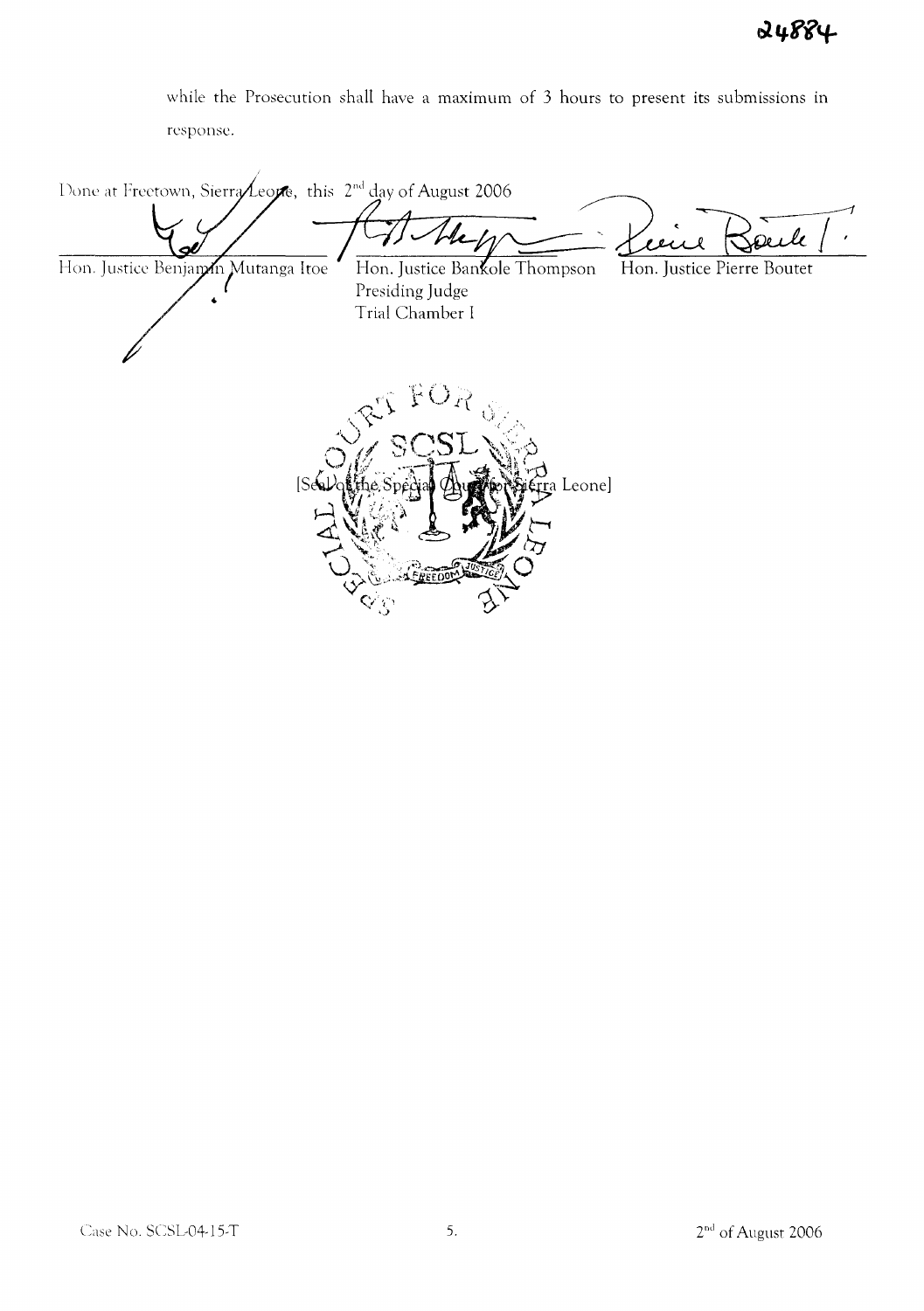24884

while the Prosecution shall have a maximum of 3 hours to present its submissions in response.

Done at Freetown, Sierra Leone, this 2nd day of August 2006

| | | |
|---|---|---|
| Hon. Justice Benjamin Mutanga Itoe | Hon. Justice Bankole Thompson<br>Presiding Judge<br>Trial Chamber I | Hon. Justice Pierre Boutet |

[Seal of the Special Court for Sierra Leone]